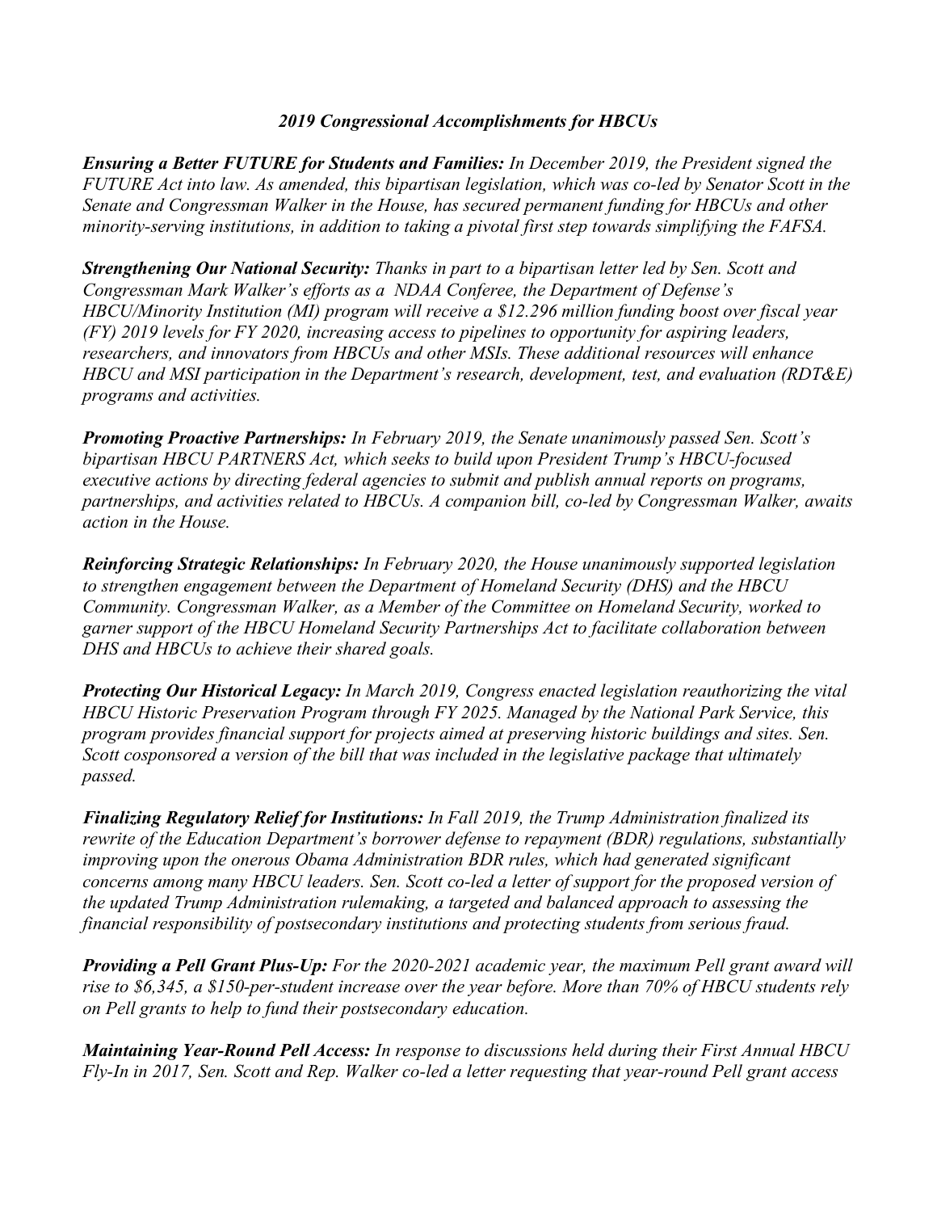# *2019 Congressional Accomplishments for HBCUs*

***Ensuring a Better FUTURE for Students and Families:*** *In December 2019, the President signed the FUTURE Act into law. As amended, this bipartisan legislation, which was co-led by Senator Scott in the Senate and Congressman Walker in the House, has secured permanent funding for HBCUs and other minority-serving institutions, in addition to taking a pivotal first step towards simplifying the FAFSA.*

***Strengthening Our National Security:*** *Thanks in part to a bipartisan letter led by Sen. Scott and Congressman Mark Walker's efforts as a NDAA Conferee, the Department of Defense's HBCU/Minority Institution (MI) program will receive a $12.296 million funding boost over fiscal year (FY) 2019 levels for FY 2020, increasing access to pipelines to opportunity for aspiring leaders, researchers, and innovators from HBCUs and other MSIs. These additional resources will enhance HBCU and MSI participation in the Department's research, development, test, and evaluation (RDT&E) programs and activities.*

***Promoting Proactive Partnerships:*** *In February 2019, the Senate unanimously passed Sen. Scott's bipartisan HBCU PARTNERS Act, which seeks to build upon President Trump's HBCU-focused executive actions by directing federal agencies to submit and publish annual reports on programs, partnerships, and activities related to HBCUs. A companion bill, co-led by Congressman Walker, awaits action in the House.*

***Reinforcing Strategic Relationships:*** *In February 2020, the House unanimously supported legislation to strengthen engagement between the Department of Homeland Security (DHS) and the HBCU Community. Congressman Walker, as a Member of the Committee on Homeland Security, worked to garner support of the HBCU Homeland Security Partnerships Act to facilitate collaboration between DHS and HBCUs to achieve their shared goals.*

***Protecting Our Historical Legacy:*** *In March 2019, Congress enacted legislation reauthorizing the vital HBCU Historic Preservation Program through FY 2025. Managed by the National Park Service, this program provides financial support for projects aimed at preserving historic buildings and sites. Sen. Scott cosponsored a version of the bill that was included in the legislative package that ultimately passed.*

***Finalizing Regulatory Relief for Institutions:*** *In Fall 2019, the Trump Administration finalized its rewrite of the Education Department's borrower defense to repayment (BDR) regulations, substantially improving upon the onerous Obama Administration BDR rules, which had generated significant concerns among many HBCU leaders. Sen. Scott co-led a letter of support for the proposed version of the updated Trump Administration rulemaking, a targeted and balanced approach to assessing the financial responsibility of postsecondary institutions and protecting students from serious fraud.*

***Providing a Pell Grant Plus-Up:*** *For the 2020-2021 academic year, the maximum Pell grant award will rise to $6,345, a $150-per-student increase over the year before. More than 70% of HBCU students rely on Pell grants to help to fund their postsecondary education.*

***Maintaining Year-Round Pell Access:*** *In response to discussions held during their First Annual HBCU Fly-In in 2017, Sen. Scott and Rep. Walker co-led a letter requesting that year-round Pell grant access*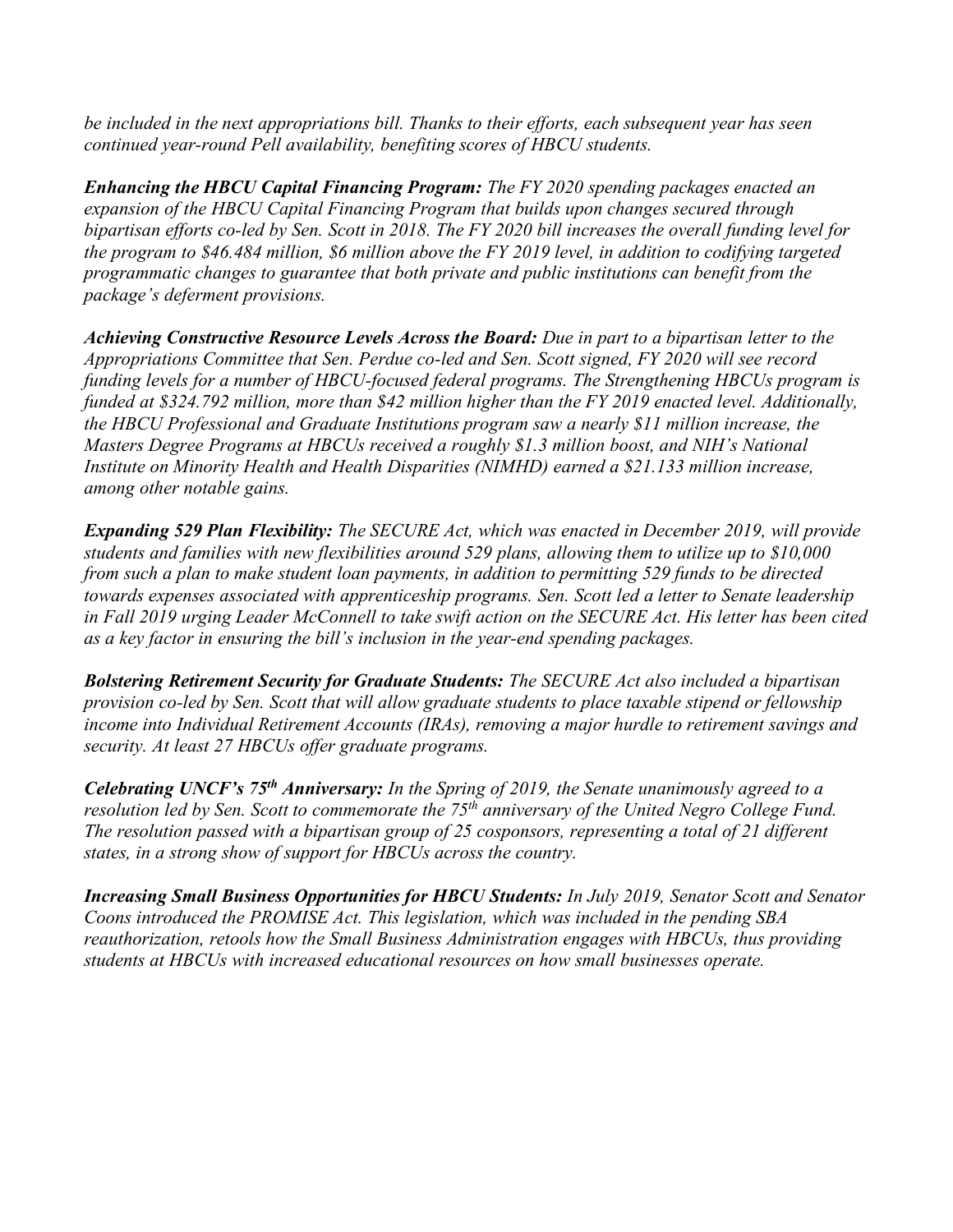*be included in the next appropriations bill. Thanks to their efforts, each subsequent year has seen continued year-round Pell availability, benefiting scores of HBCU students.*

***Enhancing the HBCU Capital Financing Program:*** *The FY 2020 spending packages enacted an expansion of the HBCU Capital Financing Program that builds upon changes secured through bipartisan efforts co-led by Sen. Scott in 2018. The FY 2020 bill increases the overall funding level for the program to $46.484 million, $6 million above the FY 2019 level, in addition to codifying targeted programmatic changes to guarantee that both private and public institutions can benefit from the package's deferment provisions.*

***Achieving Constructive Resource Levels Across the Board:*** *Due in part to a bipartisan letter to the Appropriations Committee that Sen. Perdue co-led and Sen. Scott signed, FY 2020 will see record funding levels for a number of HBCU-focused federal programs. The Strengthening HBCUs program is funded at $324.792 million, more than $42 million higher than the FY 2019 enacted level. Additionally, the HBCU Professional and Graduate Institutions program saw a nearly $11 million increase, the Masters Degree Programs at HBCUs received a roughly $1.3 million boost, and NIH's National Institute on Minority Health and Health Disparities (NIMHD) earned a $21.133 million increase, among other notable gains.*

***Expanding 529 Plan Flexibility:*** *The SECURE Act, which was enacted in December 2019, will provide students and families with new flexibilities around 529 plans, allowing them to utilize up to $10,000 from such a plan to make student loan payments, in addition to permitting 529 funds to be directed towards expenses associated with apprenticeship programs. Sen. Scott led a letter to Senate leadership in Fall 2019 urging Leader McConnell to take swift action on the SECURE Act. His letter has been cited as a key factor in ensuring the bill's inclusion in the year-end spending packages.*

***Bolstering Retirement Security for Graduate Students:*** *The SECURE Act also included a bipartisan provision co-led by Sen. Scott that will allow graduate students to place taxable stipend or fellowship income into Individual Retirement Accounts (IRAs), removing a major hurdle to retirement savings and security. At least 27 HBCUs offer graduate programs.*

***Celebrating UNCF's 75th Anniversary:*** *In the Spring of 2019, the Senate unanimously agreed to a resolution led by Sen. Scott to commemorate the 75th anniversary of the United Negro College Fund. The resolution passed with a bipartisan group of 25 cosponsors, representing a total of 21 different states, in a strong show of support for HBCUs across the country.*

***Increasing Small Business Opportunities for HBCU Students:*** *In July 2019, Senator Scott and Senator Coons introduced the PROMISE Act. This legislation, which was included in the pending SBA reauthorization, retools how the Small Business Administration engages with HBCUs, thus providing students at HBCUs with increased educational resources on how small businesses operate.*